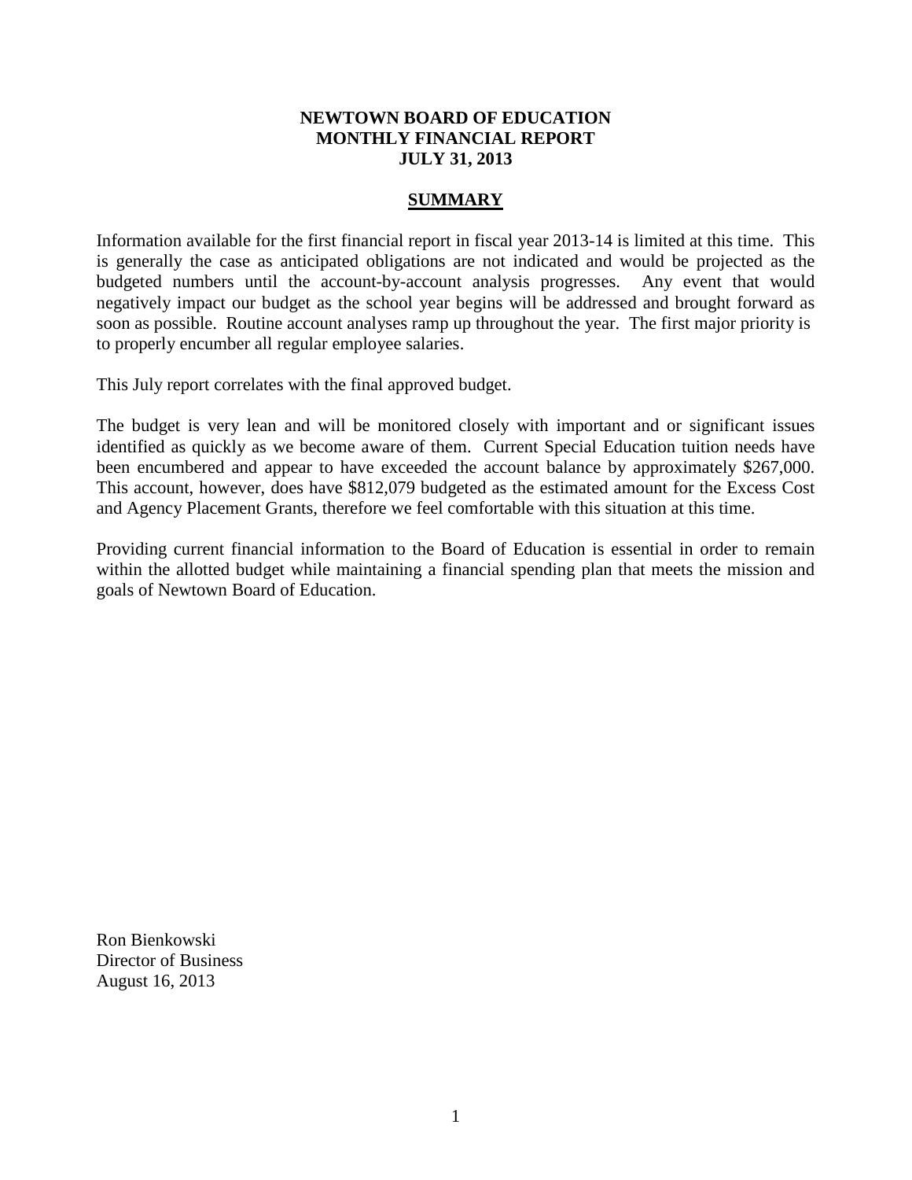# NEWTOWN BOARD OF EDUCATION
# MONTHLY FINANCIAL REPORT
# JULY 31, 2013

## SUMMARY

Information available for the first financial report in fiscal year 2013-14 is limited at this time. This is generally the case as anticipated obligations are not indicated and would be projected as the budgeted numbers until the account-by-account analysis progresses. Any event that would negatively impact our budget as the school year begins will be addressed and brought forward as soon as possible. Routine account analyses ramp up throughout the year. The first major priority is to properly encumber all regular employee salaries.

This July report correlates with the final approved budget.

The budget is very lean and will be monitored closely with important and or significant issues identified as quickly as we become aware of them. Current Special Education tuition needs have been encumbered and appear to have exceeded the account balance by approximately $267,000. This account, however, does have $812,079 budgeted as the estimated amount for the Excess Cost and Agency Placement Grants, therefore we feel comfortable with this situation at this time.

Providing current financial information to the Board of Education is essential in order to remain within the allotted budget while maintaining a financial spending plan that meets the mission and goals of Newtown Board of Education.

Ron Bienkowski
Director of Business
August 16, 2013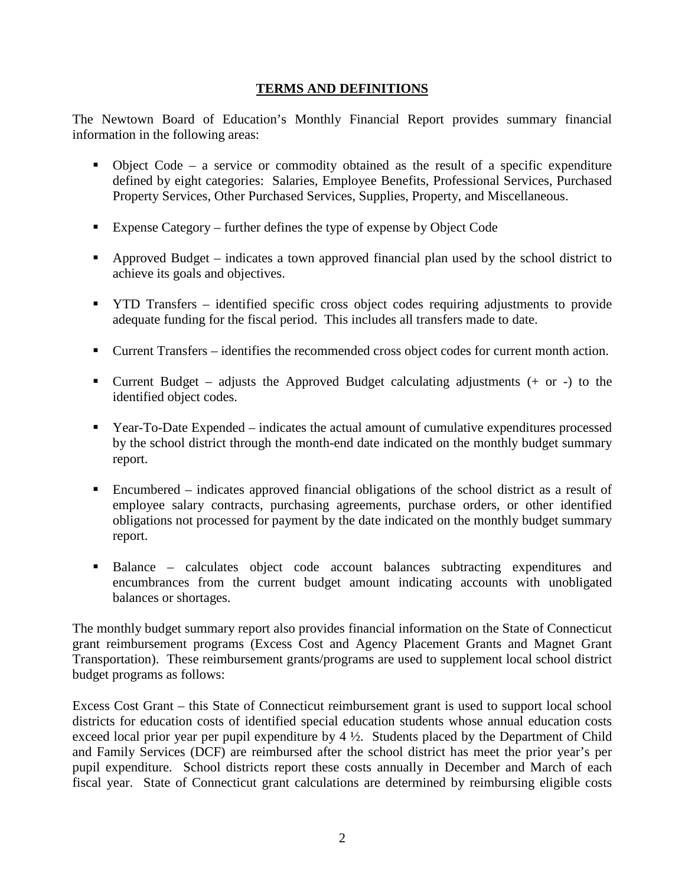## **TERMS AND DEFINITIONS**

The Newtown Board of Education's Monthly Financial Report provides summary financial information in the following areas:

- Object Code – a service or commodity obtained as the result of a specific expenditure defined by eight categories: Salaries, Employee Benefits, Professional Services, Purchased Property Services, Other Purchased Services, Supplies, Property, and Miscellaneous.
- Expense Category – further defines the type of expense by Object Code
- Approved Budget – indicates a town approved financial plan used by the school district to achieve its goals and objectives.
- YTD Transfers – identified specific cross object codes requiring adjustments to provide adequate funding for the fiscal period. This includes all transfers made to date.
- Current Transfers – identifies the recommended cross object codes for current month action.
- Current Budget – adjusts the Approved Budget calculating adjustments (+ or -) to the identified object codes.
- Year-To-Date Expended – indicates the actual amount of cumulative expenditures processed by the school district through the month-end date indicated on the monthly budget summary report.
- Encumbered – indicates approved financial obligations of the school district as a result of employee salary contracts, purchasing agreements, purchase orders, or other identified obligations not processed for payment by the date indicated on the monthly budget summary report.
- Balance – calculates object code account balances subtracting expenditures and encumbrances from the current budget amount indicating accounts with unobligated balances or shortages.

The monthly budget summary report also provides financial information on the State of Connecticut grant reimbursement programs (Excess Cost and Agency Placement Grants and Magnet Grant Transportation). These reimbursement grants/programs are used to supplement local school district budget programs as follows:

Excess Cost Grant – this State of Connecticut reimbursement grant is used to support local school districts for education costs of identified special education students whose annual education costs exceed local prior year per pupil expenditure by 4 ½. Students placed by the Department of Child and Family Services (DCF) are reimbursed after the school district has meet the prior year's per pupil expenditure. School districts report these costs annually in December and March of each fiscal year. State of Connecticut grant calculations are determined by reimbursing eligible costs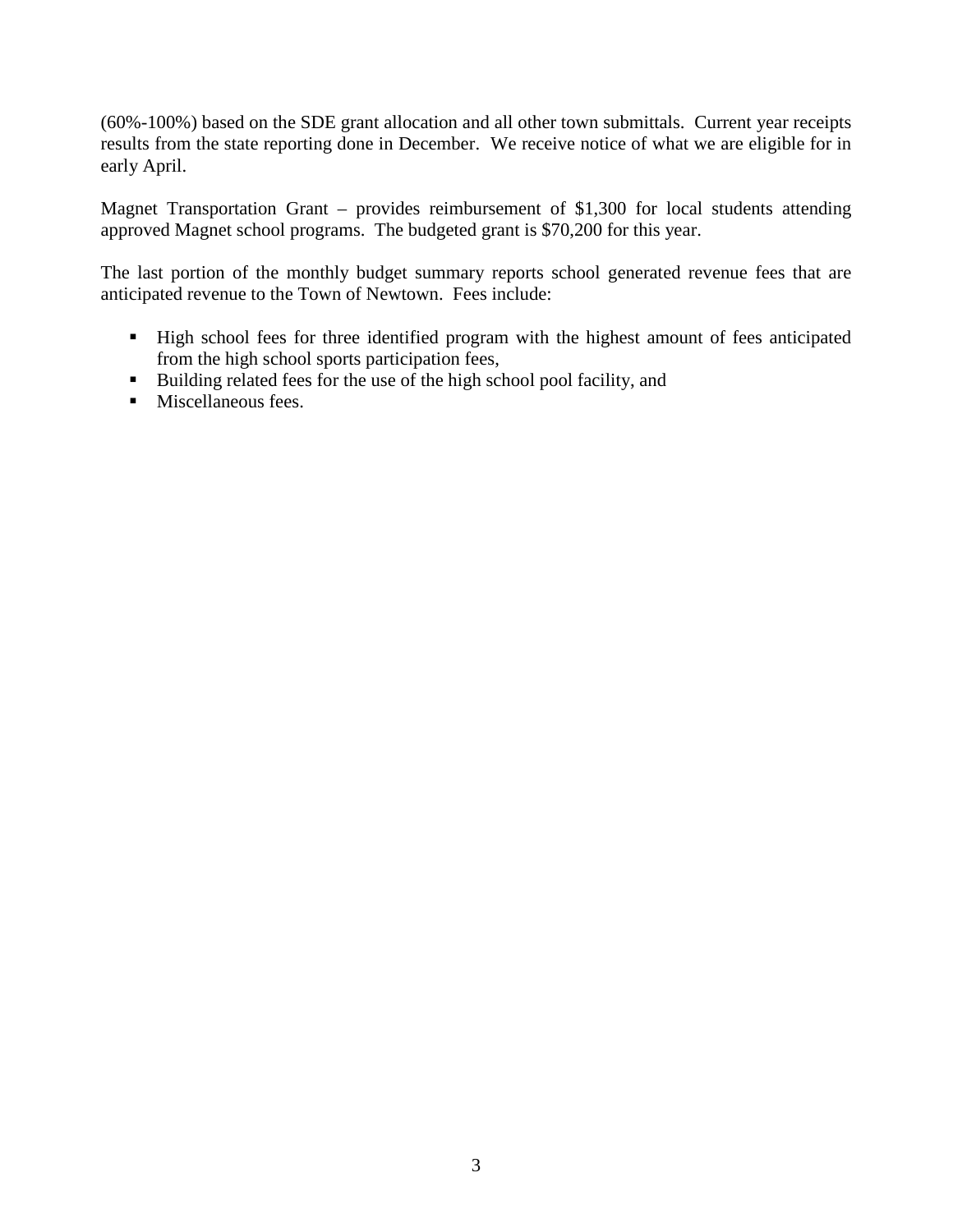(60%-100%) based on the SDE grant allocation and all other town submittals. Current year receipts results from the state reporting done in December. We receive notice of what we are eligible for in early April.

Magnet Transportation Grant – provides reimbursement of $1,300 for local students attending approved Magnet school programs. The budgeted grant is $70,200 for this year.

The last portion of the monthly budget summary reports school generated revenue fees that are anticipated revenue to the Town of Newtown. Fees include:

- High school fees for three identified program with the highest amount of fees anticipated from the high school sports participation fees,
- Building related fees for the use of the high school pool facility, and
- Miscellaneous fees.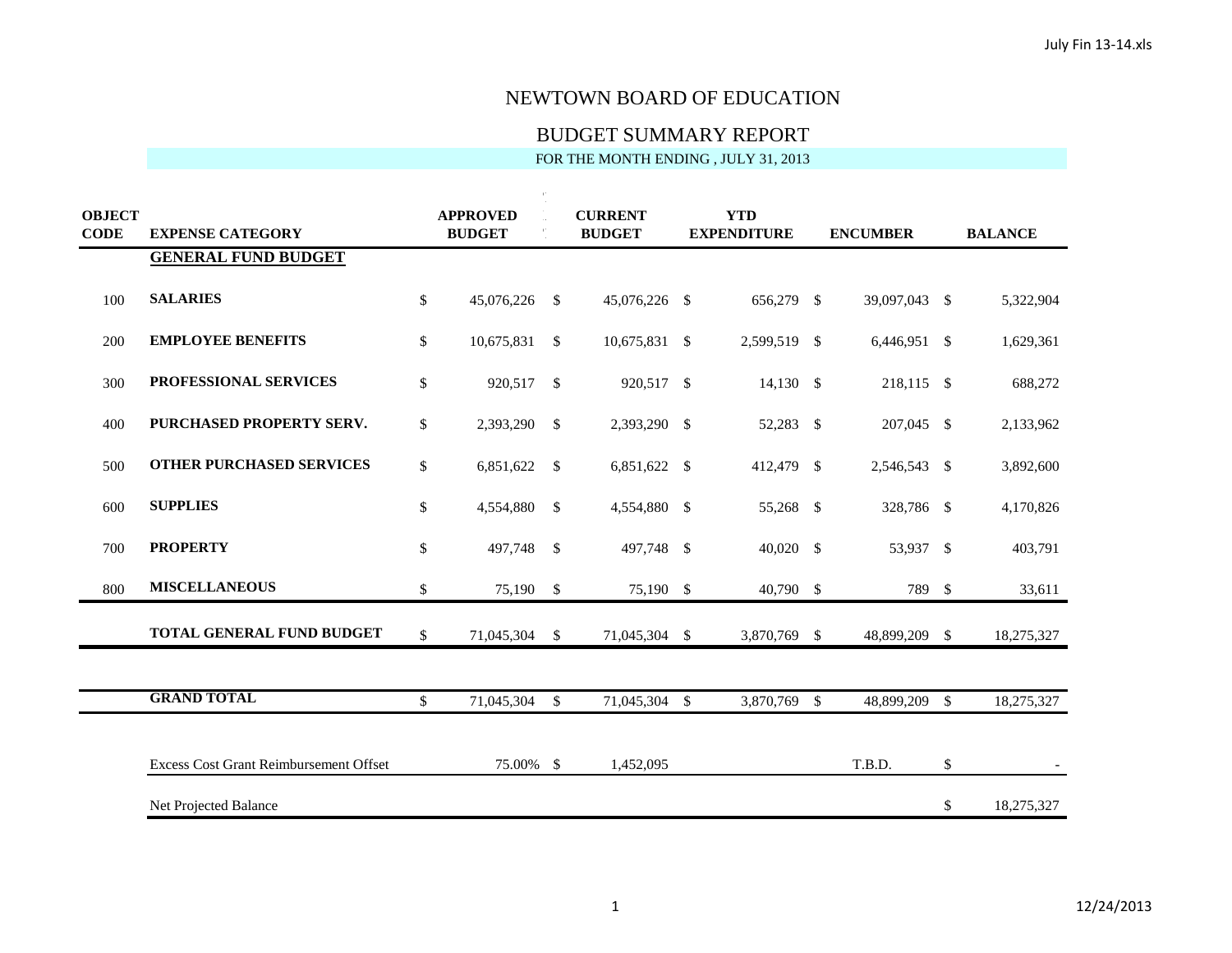# NEWTOWN BOARD OF EDUCATION

## BUDGET SUMMARY REPORT

FOR THE MONTH ENDING , JULY 31, 2013

| OBJECT CODE | EXPENSE CATEGORY | APPROVED BUDGET | CURRENT BUDGET | YTD EXPENDITURE | ENCUMBER | BALANCE |
|---|---|---|---|---|---|---|
| | **GENERAL FUND BUDGET** | | | | | |
| 100 | **SALARIES** | $ 45,076,226 | $ 45,076,226 | $ 656,279 | $ 39,097,043 | $ 5,322,904 |
| 200 | **EMPLOYEE BENEFITS** | $ 10,675,831 | $ 10,675,831 | $ 2,599,519 | $ 6,446,951 | $ 1,629,361 |
| 300 | **PROFESSIONAL SERVICES** | $ 920,517 | $ 920,517 | $ 14,130 | $ 218,115 | $ 688,272 |
| 400 | **PURCHASED PROPERTY SERV.** | $ 2,393,290 | $ 2,393,290 | $ 52,283 | $ 207,045 | $ 2,133,962 |
| 500 | **OTHER PURCHASED SERVICES** | $ 6,851,622 | $ 6,851,622 | $ 412,479 | $ 2,546,543 | $ 3,892,600 |
| 600 | **SUPPLIES** | $ 4,554,880 | $ 4,554,880 | $ 55,268 | $ 328,786 | $ 4,170,826 |
| 700 | **PROPERTY** | $ 497,748 | $ 497,748 | $ 40,020 | $ 53,937 | $ 403,791 |
| 800 | **MISCELLANEOUS** | $ 75,190 | $ 75,190 | $ 40,790 | $ 789 | $ 33,611 |
| | **TOTAL GENERAL FUND BUDGET** | $ 71,045,304 | $ 71,045,304 | $ 3,870,769 | $ 48,899,209 | $ 18,275,327 |
| | **GRAND TOTAL** | $ 71,045,304 | $ 71,045,304 | $ 3,870,769 | $ 48,899,209 | $ 18,275,327 |
| | Excess Cost Grant Reimbursement Offset | 75.00% | $ 1,452,095 | | T.B.D. | $ - |
| | Net Projected Balance | | | | | $ 18,275,327 |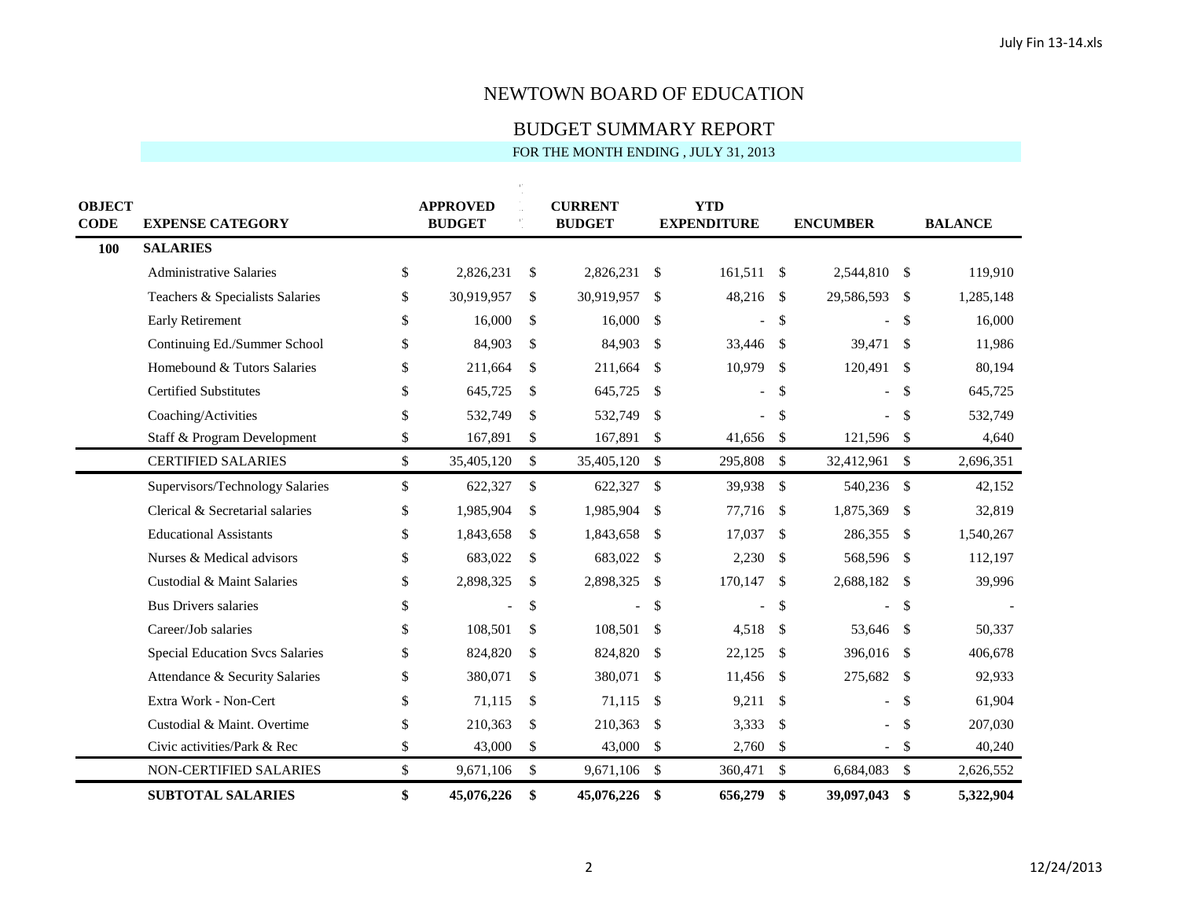# NEWTOWN BOARD OF EDUCATION

## BUDGET SUMMARY REPORT

FOR THE MONTH ENDING , JULY 31, 2013

| OBJECT CODE | EXPENSE CATEGORY | APPROVED BUDGET | CURRENT BUDGET | YTD EXPENDITURE | ENCUMBER | BALANCE |
|---|---|---|---|---|---|---|
| **100** | **SALARIES** | | | | | |
| | Administrative Salaries | $ 2,826,231 | $ 2,826,231 | $ 161,511 | $ 2,544,810 | $ 119,910 |
| | Teachers & Specialists Salaries | $ 30,919,957 | $ 30,919,957 | $ 48,216 | $ 29,586,593 | $ 1,285,148 |
| | Early Retirement | $ 16,000 | $ 16,000 | $ - | $ - | $ 16,000 |
| | Continuing Ed./Summer School | $ 84,903 | $ 84,903 | $ 33,446 | $ 39,471 | $ 11,986 |
| | Homebound & Tutors Salaries | $ 211,664 | $ 211,664 | $ 10,979 | $ 120,491 | $ 80,194 |
| | Certified Substitutes | $ 645,725 | $ 645,725 | $ - | $ - | $ 645,725 |
| | Coaching/Activities | $ 532,749 | $ 532,749 | $ - | $ - | $ 532,749 |
| | Staff & Program Development | $ 167,891 | $ 167,891 | $ 41,656 | $ 121,596 | $ 4,640 |
| | CERTIFIED SALARIES | $ 35,405,120 | $ 35,405,120 | $ 295,808 | $ 32,412,961 | $ 2,696,351 |
| | Supervisors/Technology Salaries | $ 622,327 | $ 622,327 | $ 39,938 | $ 540,236 | $ 42,152 |
| | Clerical & Secretarial salaries | $ 1,985,904 | $ 1,985,904 | $ 77,716 | $ 1,875,369 | $ 32,819 |
| | Educational Assistants | $ 1,843,658 | $ 1,843,658 | $ 17,037 | $ 286,355 | $ 1,540,267 |
| | Nurses & Medical advisors | $ 683,022 | $ 683,022 | $ 2,230 | $ 568,596 | $ 112,197 |
| | Custodial & Maint Salaries | $ 2,898,325 | $ 2,898,325 | $ 170,147 | $ 2,688,182 | $ 39,996 |
| | Bus Drivers salaries | $ - | $ - | $ - | $ - | $ - |
| | Career/Job salaries | $ 108,501 | $ 108,501 | $ 4,518 | $ 53,646 | $ 50,337 |
| | Special Education Svcs Salaries | $ 824,820 | $ 824,820 | $ 22,125 | $ 396,016 | $ 406,678 |
| | Attendance & Security Salaries | $ 380,071 | $ 380,071 | $ 11,456 | $ 275,682 | $ 92,933 |
| | Extra Work - Non-Cert | $ 71,115 | $ 71,115 | $ 9,211 | $ - | $ 61,904 |
| | Custodial & Maint. Overtime | $ 210,363 | $ 210,363 | $ 3,333 | $ - | $ 207,030 |
| | Civic activities/Park & Rec | $ 43,000 | $ 43,000 | $ 2,760 | $ - | $ 40,240 |
| | NON-CERTIFIED SALARIES | $ 9,671,106 | $ 9,671,106 | $ 360,471 | $ 6,684,083 | $ 2,626,552 |
| | **SUBTOTAL SALARIES** | **$ 45,076,226** | **$ 45,076,226** | **$ 656,279** | **$ 39,097,043** | **$ 5,322,904** |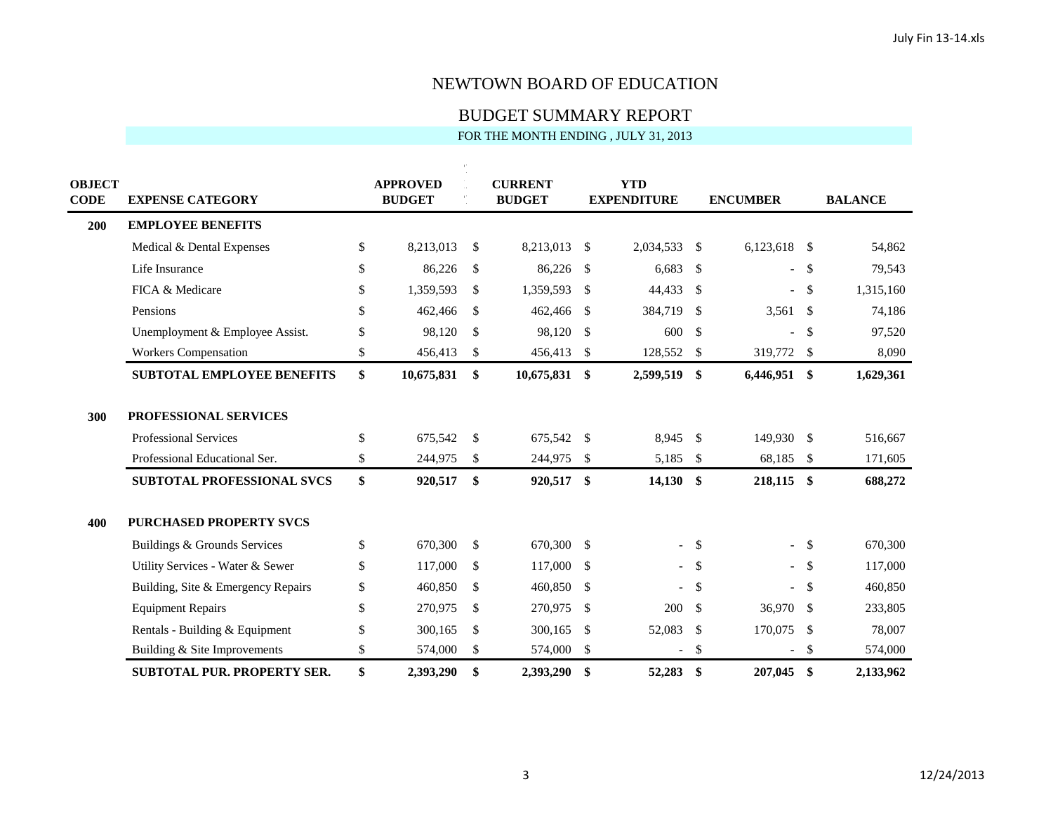# NEWTOWN BOARD OF EDUCATION

## BUDGET SUMMARY REPORT

FOR THE MONTH ENDING , JULY 31, 2013

| OBJECT CODE | EXPENSE CATEGORY | APPROVED BUDGET | CURRENT BUDGET | YTD EXPENDITURE | ENCUMBER | BALANCE |
|---|---|---|---|---|---|---|
| **200** | **EMPLOYEE BENEFITS** | | | | | |
| | Medical & Dental Expenses | $ 8,213,013 | $ 8,213,013 | $ 2,034,533 | $ 6,123,618 | $ 54,862 |
| | Life Insurance | $ 86,226 | $ 86,226 | $ 6,683 | $ - | $ 79,543 |
| | FICA & Medicare | $ 1,359,593 | $ 1,359,593 | $ 44,433 | $ - | $ 1,315,160 |
| | Pensions | $ 462,466 | $ 462,466 | $ 384,719 | $ 3,561 | $ 74,186 |
| | Unemployment & Employee Assist. | $ 98,120 | $ 98,120 | $ 600 | $ - | $ 97,520 |
| | Workers Compensation | $ 456,413 | $ 456,413 | $ 128,552 | $ 319,772 | $ 8,090 |
| | **SUBTOTAL EMPLOYEE BENEFITS** | **$ 10,675,831** | **$ 10,675,831** | **$ 2,599,519** | **$ 6,446,951** | **$ 1,629,361** |
| **300** | **PROFESSIONAL SERVICES** | | | | | |
| | Professional Services | $ 675,542 | $ 675,542 | $ 8,945 | $ 149,930 | $ 516,667 |
| | Professional Educational Ser. | $ 244,975 | $ 244,975 | $ 5,185 | $ 68,185 | $ 171,605 |
| | **SUBTOTAL PROFESSIONAL SVCS** | **$ 920,517** | **$ 920,517** | **$ 14,130** | **$ 218,115** | **$ 688,272** |
| **400** | **PURCHASED PROPERTY SVCS** | | | | | |
| | Buildings & Grounds Services | $ 670,300 | $ 670,300 | $ - | $ - | $ 670,300 |
| | Utility Services - Water & Sewer | $ 117,000 | $ 117,000 | $ - | $ - | $ 117,000 |
| | Building, Site & Emergency Repairs | $ 460,850 | $ 460,850 | $ - | $ - | $ 460,850 |
| | Equipment Repairs | $ 270,975 | $ 270,975 | $ 200 | $ 36,970 | $ 233,805 |
| | Rentals - Building & Equipment | $ 300,165 | $ 300,165 | $ 52,083 | $ 170,075 | $ 78,007 |
| | Building & Site Improvements | $ 574,000 | $ 574,000 | $ - | $ - | $ 574,000 |
| | **SUBTOTAL PUR. PROPERTY SER.** | **$ 2,393,290** | **$ 2,393,290** | **$ 52,283** | **$ 207,045** | **$ 2,133,962** |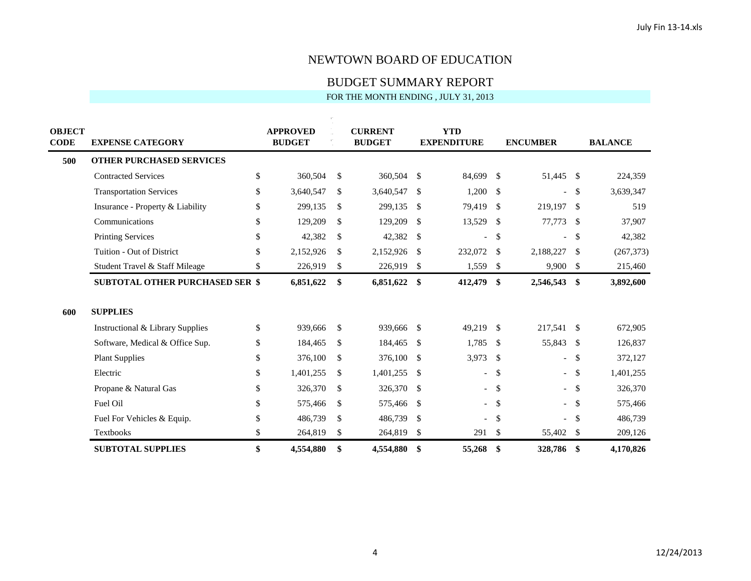# NEWTOWN BOARD OF EDUCATION

## BUDGET SUMMARY REPORT

FOR THE MONTH ENDING , JULY 31, 2013

| OBJECT CODE | EXPENSE CATEGORY | APPROVED BUDGET | CURRENT BUDGET | YTD EXPENDITURE | ENCUMBER | BALANCE |
|---|---|---|---|---|---|---|
| **500** | **OTHER PURCHASED SERVICES** | | | | | |
| | Contracted Services | $ 360,504 | $ 360,504 | $ 84,699 | $ 51,445 | $ 224,359 |
| | Transportation Services | $ 3,640,547 | $ 3,640,547 | $ 1,200 | $ - | $ 3,639,347 |
| | Insurance - Property & Liability | $ 299,135 | $ 299,135 | $ 79,419 | $ 219,197 | $ 519 |
| | Communications | $ 129,209 | $ 129,209 | $ 13,529 | $ 77,773 | $ 37,907 |
| | Printing Services | $ 42,382 | $ 42,382 | $ - | $ - | $ 42,382 |
| | Tuition - Out of District | $ 2,152,926 | $ 2,152,926 | $ 232,072 | $ 2,188,227 | $ (267,373) |
| | Student Travel & Staff Mileage | $ 226,919 | $ 226,919 | $ 1,559 | $ 9,900 | $ 215,460 |
| | **SUBTOTAL OTHER PURCHASED SER** | **$ 6,851,622** | **$ 6,851,622** | **$ 412,479** | **$ 2,546,543** | **$ 3,892,600** |
| **600** | **SUPPLIES** | | | | | |
| | Instructional & Library Supplies | $ 939,666 | $ 939,666 | $ 49,219 | $ 217,541 | $ 672,905 |
| | Software, Medical & Office Sup. | $ 184,465 | $ 184,465 | $ 1,785 | $ 55,843 | $ 126,837 |
| | Plant Supplies | $ 376,100 | $ 376,100 | $ 3,973 | $ - | $ 372,127 |
| | Electric | $ 1,401,255 | $ 1,401,255 | $ - | $ - | $ 1,401,255 |
| | Propane & Natural Gas | $ 326,370 | $ 326,370 | $ - | $ - | $ 326,370 |
| | Fuel Oil | $ 575,466 | $ 575,466 | $ - | $ - | $ 575,466 |
| | Fuel For Vehicles & Equip. | $ 486,739 | $ 486,739 | $ - | $ - | $ 486,739 |
| | Textbooks | $ 264,819 | $ 264,819 | $ 291 | $ 55,402 | $ 209,126 |
| | **SUBTOTAL SUPPLIES** | **$ 4,554,880** | **$ 4,554,880** | **$ 55,268** | **$ 328,786** | **$ 4,170,826** |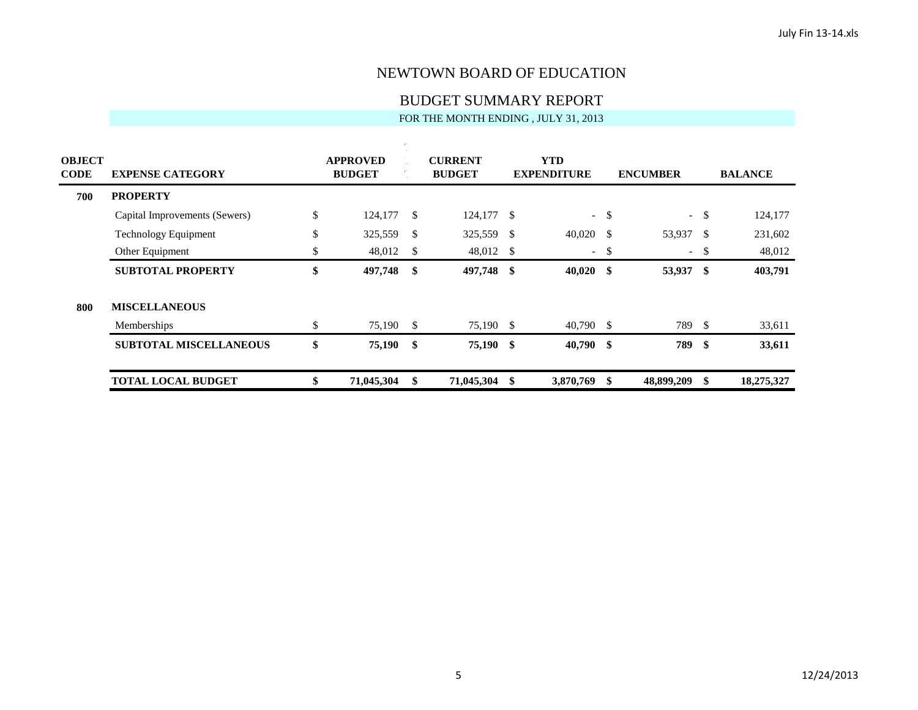# NEWTOWN BOARD OF EDUCATION

## BUDGET SUMMARY REPORT

FOR THE MONTH ENDING , JULY 31, 2013

| OBJECT CODE | EXPENSE CATEGORY | APPROVED BUDGET | CURRENT BUDGET | YTD EXPENDITURE | ENCUMBER | BALANCE |
|---|---|---|---|---|---|---|
| **700** | **PROPERTY** | | | | | |
| | Capital Improvements (Sewers) | $ 124,177 | $ 124,177 | $ - | $ - | $ 124,177 |
| | Technology Equipment | $ 325,559 | $ 325,559 | $ 40,020 | $ 53,937 | $ 231,602 |
| | Other Equipment | $ 48,012 | $ 48,012 | $ - | $ - | $ 48,012 |
| | **SUBTOTAL PROPERTY** | **$ 497,748** | **$ 497,748** | **$ 40,020** | **$ 53,937** | **$ 403,791** |
| **800** | **MISCELLANEOUS** | | | | | |
| | Memberships | $ 75,190 | $ 75,190 | $ 40,790 | $ 789 | $ 33,611 |
| | **SUBTOTAL MISCELLANEOUS** | **$ 75,190** | **$ 75,190** | **$ 40,790** | **$ 789** | **$ 33,611** |
| | **TOTAL LOCAL BUDGET** | **$ 71,045,304** | **$ 71,045,304** | **$ 3,870,769** | **$ 48,899,209** | **$ 18,275,327** |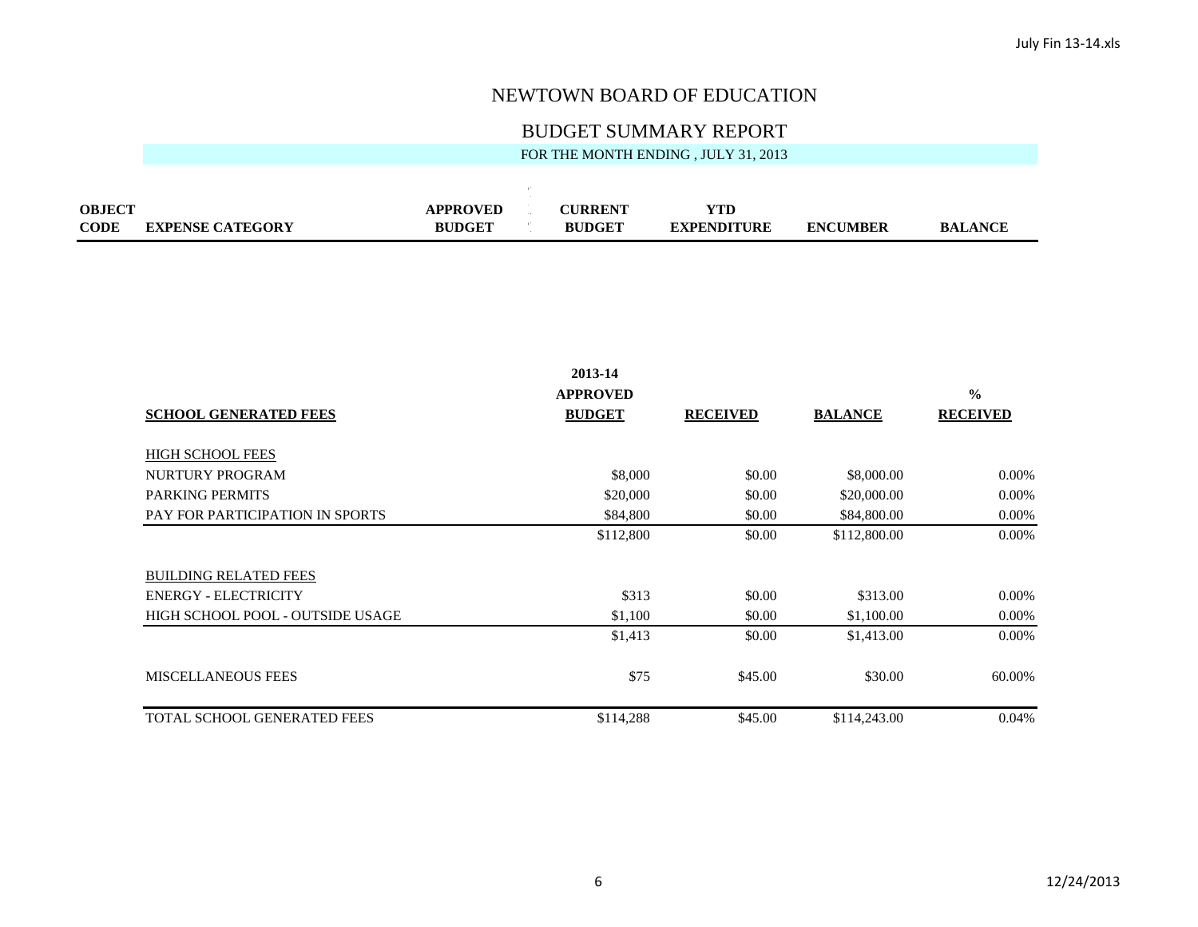# NEWTOWN BOARD OF EDUCATION

## BUDGET SUMMARY REPORT

FOR THE MONTH ENDING , JULY 31, 2013

| OBJECT CODE | EXPENSE CATEGORY | APPROVED BUDGET | CURRENT BUDGET | YTD EXPENDITURE | ENCUMBER | BALANCE |
|---|---|---|---|---|---|---|

| SCHOOL GENERATED FEES | 2013-14 APPROVED BUDGET | RECEIVED | BALANCE | % RECEIVED |
|---|---|---|---|---|
| HIGH SCHOOL FEES | | | | |
| NURTURY PROGRAM | $8,000 | $0.00 | $8,000.00 | 0.00% |
| PARKING PERMITS | $20,000 | $0.00 | $20,000.00 | 0.00% |
| PAY FOR PARTICIPATION IN SPORTS | $84,800 | $0.00 | $84,800.00 | 0.00% |
| | $112,800 | $0.00 | $112,800.00 | 0.00% |
| BUILDING RELATED FEES | | | | |
| ENERGY - ELECTRICITY | $313 | $0.00 | $313.00 | 0.00% |
| HIGH SCHOOL POOL - OUTSIDE USAGE | $1,100 | $0.00 | $1,100.00 | 0.00% |
| | $1,413 | $0.00 | $1,413.00 | 0.00% |
| MISCELLANEOUS FEES | $75 | $45.00 | $30.00 | 60.00% |
| TOTAL SCHOOL GENERATED FEES | $114,288 | $45.00 | $114,243.00 | 0.04% |